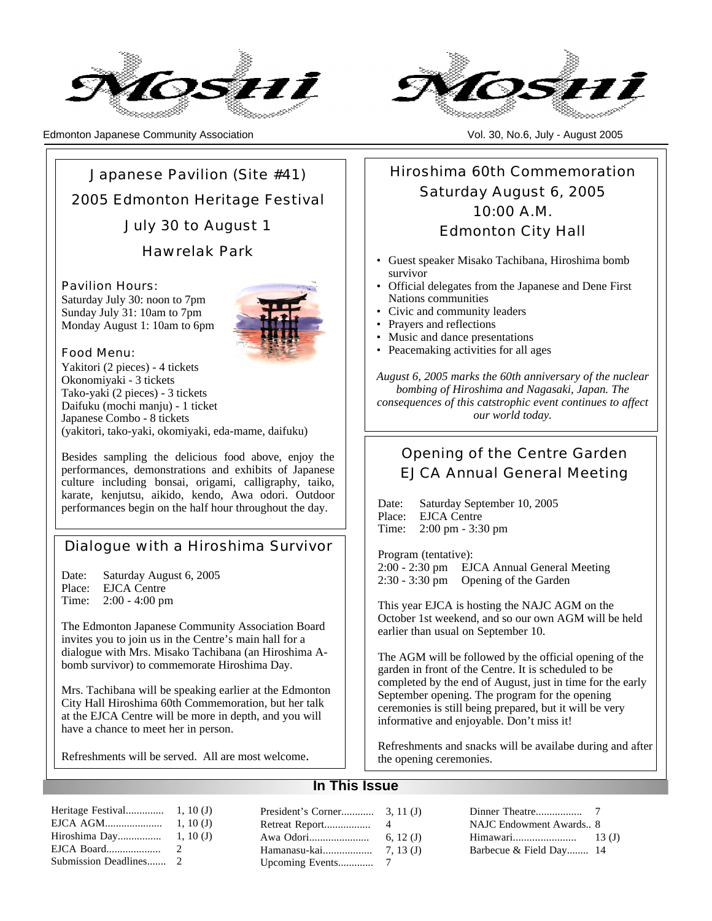# Moshi

Edmonton Japanese Community Association

Vol. 30, No.6, July - August 2005

## Japanese Pavilion (Site #41)
## 2005 Edmonton Heritage Festival
## July 30 to August 1
## Hawrelak Park

### Pavilion Hours:

Saturday July 30: noon to 7pm
Sunday July 31: 10am to 7pm
Monday August 1: 10am to 6pm

### Food Menu:

Yakitori (2 pieces) - 4 tickets
Okonomiyaki - 3 tickets
Tako-yaki (2 pieces) - 3 tickets
Daifuku (mochi manju) - 1 ticket
Japanese Combo - 8 tickets
(yakitori, tako-yaki, okomiyaki, eda-mame, daifuku)

Besides sampling the delicious food above, enjoy the performances, demonstrations and exhibits of Japanese culture including bonsai, origami, calligraphy, taiko, karate, kenjutsu, aikido, kendo, Awa odori. Outdoor performances begin on the half hour throughout the day.

## Dialogue with a Hiroshima Survivor

Date: Saturday August 6, 2005
Place: EJCA Centre
Time: 2:00 - 4:00 pm

The Edmonton Japanese Community Association Board invites you to join us in the Centre's main hall for a dialogue with Mrs. Misako Tachibana (an Hiroshima A-bomb survivor) to commemorate Hiroshima Day.

Mrs. Tachibana will be speaking earlier at the Edmonton City Hall Hiroshima 60th Commemoration, but her talk at the EJCA Centre will be more in depth, and you will have a chance to meet her in person.

Refreshments will be served. All are most welcome.

## Hiroshima 60th Commemoration
## Saturday August 6, 2005
## 10:00 A.M.
## Edmonton City Hall

- Guest speaker Misako Tachibana, Hiroshima bomb survivor
- Official delegates from the Japanese and Dene First Nations communities
- Civic and community leaders
- Prayers and reflections
- Music and dance presentations
- Peacemaking activities for all ages

*August 6, 2005 marks the 60th anniversary of the nuclear bombing of Hiroshima and Nagasaki, Japan. The consequences of this catstrophic event continues to affect our world today.*

## Opening of the Centre Garden
## EJCA Annual General Meeting

Date: Saturday September 10, 2005
Place: EJCA Centre
Time: 2:00 pm - 3:30 pm

Program (tentative):
2:00 - 2:30 pm EJCA Annual General Meeting
2:30 - 3:30 pm Opening of the Garden

This year EJCA is hosting the NAJC AGM on the October 1st weekend, and so our own AGM will be held earlier than usual on September 10.

The AGM will be followed by the official opening of the garden in front of the Centre. It is scheduled to be completed by the end of August, just in time for the early September opening. The program for the opening ceremonies is still being prepared, but it will be very informative and enjoyable. Don't miss it!

Refreshments and snacks will be availabe during and after the opening ceremonies.

## In This Issue

| | |
|---|---|
| Heritage Festival | 1, 10 (J) |
| EJCA AGM | 1, 10 (J) |
| Hiroshima Day | 1, 10 (J) |
| EJCA Board | 2 |
| Submission Deadlines | 2 |
| President's Corner | 3, 11 (J) |
| Retreat Report | 4 |
| Awa Odori | 6, 12 (J) |
| Hamanasu-kai | 7, 13 (J) |
| Upcoming Events | 7 |
| Dinner Theatre | 7 |
| NAJC Endowment Awards | 8 |
| Himawari | 13 (J) |
| Barbecue & Field Day | 14 |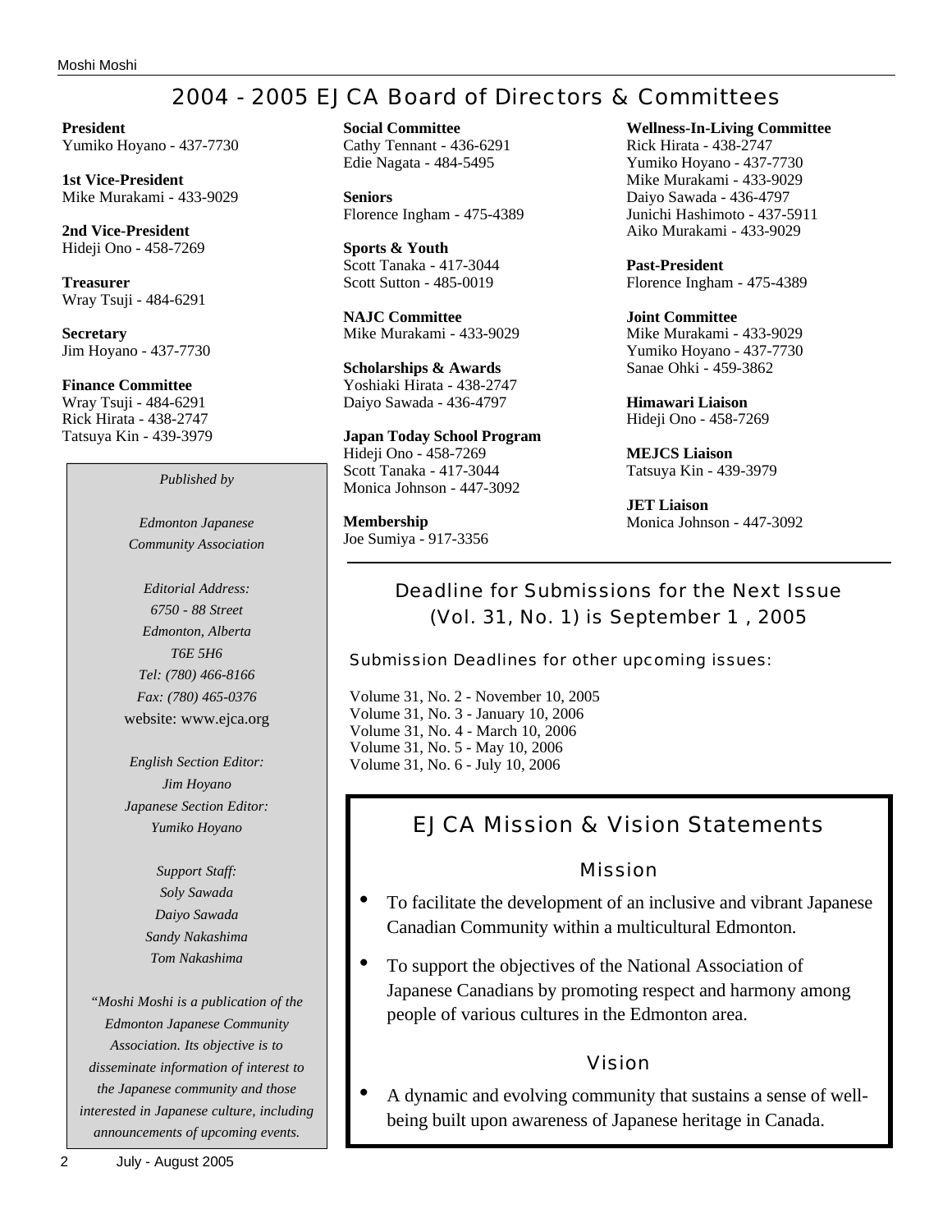## 2004 - 2005 EJCA Board of Directors & Committees

**President**
Yumiko Hoyano - 437-7730

**1st Vice-President**
Mike Murakami - 433-9029

**2nd Vice-President**
Hideji Ono - 458-7269

**Treasurer**
Wray Tsuji - 484-6291

**Secretary**
Jim Hoyano - 437-7730

**Finance Committee**
Wray Tsuji - 484-6291
Rick Hirata - 438-2747
Tatsuya Kin - 439-3979

*Published by*

*Edmonton Japanese Community Association*

*Editorial Address:*
*6750 - 88 Street*
*Edmonton, Alberta*
*T6E 5H6*
*Tel: (780) 466-8166*
*Fax: (780) 465-0376*
website: www.ejca.org

*English Section Editor:*
*Jim Hoyano*
*Japanese Section Editor:*
*Yumiko Hoyano*

*Support Staff:*
*Soly Sawada*
*Daiyo Sawada*
*Sandy Nakashima*
*Tom Nakashima*

*"Moshi Moshi is a publication of the Edmonton Japanese Community Association. Its objective is to disseminate information of interest to the Japanese community and those interested in Japanese culture, including announcements of upcoming events.*

**Social Committee**
Cathy Tennant - 436-6291
Edie Nagata - 484-5495

**Seniors**
Florence Ingham - 475-4389

**Sports & Youth**
Scott Tanaka - 417-3044
Scott Sutton - 485-0019

**NAJC Committee**
Mike Murakami - 433-9029

**Scholarships & Awards**
Yoshiaki Hirata - 438-2747
Daiyo Sawada - 436-4797

**Japan Today School Program**
Hideji Ono - 458-7269
Scott Tanaka - 417-3044
Monica Johnson - 447-3092

**Membership**
Joe Sumiya - 917-3356

**Wellness-In-Living Committee**
Rick Hirata - 438-2747
Yumiko Hoyano - 437-7730
Mike Murakami - 433-9029
Daiyo Sawada - 436-4797
Junichi Hashimoto - 437-5911
Aiko Murakami - 433-9029

**Past-President**
Florence Ingham - 475-4389

**Joint Committee**
Mike Murakami - 433-9029
Yumiko Hoyano - 437-7730
Sanae Ohki - 459-3862

**Himawari Liaison**
Hideji Ono - 458-7269

**MEJCS Liaison**
Tatsuya Kin - 439-3979

**JET Liaison**
Monica Johnson - 447-3092

### Deadline for Submissions for the Next Issue (Vol. 31, No. 1) is September 1 , 2005

Submission Deadlines for other upcoming issues:

Volume 31, No. 2 - November 10, 2005
Volume 31, No. 3 - January 10, 2006
Volume 31, No. 4 - March 10, 2006
Volume 31, No. 5 - May 10, 2006
Volume 31, No. 6 - July 10, 2006

## EJCA Mission & Vision Statements

### Mission

- To facilitate the development of an inclusive and vibrant Japanese Canadian Community within a multicultural Edmonton.
- To support the objectives of the National Association of Japanese Canadians by promoting respect and harmony among people of various cultures in the Edmonton area.

### Vision

- A dynamic and evolving community that sustains a sense of well-being built upon awareness of Japanese heritage in Canada.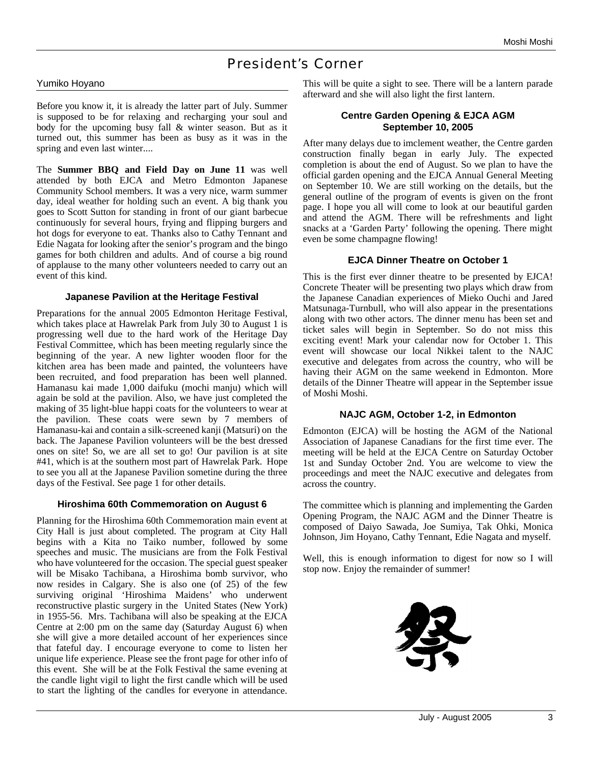# President's Corner

Yumiko Hoyano

Before you know it, it is already the latter part of July. Summer is supposed to be for relaxing and recharging your soul and body for the upcoming busy fall & winter season. But as it turned out, this summer has been as busy as it was in the spring and even last winter....

The **Summer BBQ and Field Day on June 11** was well attended by both EJCA and Metro Edmonton Japanese Community School members. It was a very nice, warm summer day, ideal weather for holding such an event. A big thank you goes to Scott Sutton for standing in front of our giant barbecue continuously for several hours, frying and flipping burgers and hot dogs for everyone to eat. Thanks also to Cathy Tennant and Edie Nagata for looking after the senior's program and the bingo games for both children and adults. And of course a big round of applause to the many other volunteers needed to carry out an event of this kind.

### Japanese Pavilion at the Heritage Festival

Preparations for the annual 2005 Edmonton Heritage Festival, which takes place at Hawrelak Park from July 30 to August 1 is progressing well due to the hard work of the Heritage Day Festival Committee, which has been meeting regularly since the beginning of the year. A new lighter wooden floor for the kitchen area has been made and painted, the volunteers have been recruited, and food preparation has been well planned. Hamanasu kai made 1,000 daifuku (mochi manju) which will again be sold at the pavilion. Also, we have just completed the making of 35 light-blue happi coats for the volunteers to wear at the pavilion. These coats were sewn by 7 members of Hamanasu-kai and contain a silk-screened kanji (Matsuri) on the back. The Japanese Pavilion volunteers will be the best dressed ones on site! So, we are all set to go! Our pavilion is at site #41, which is at the southern most part of Hawrelak Park. Hope to see you all at the Japanese Pavilion sometine during the three days of the Festival. See page 1 for other details.

### Hiroshima 60th Commemoration on August 6

Planning for the Hiroshima 60th Commemoration main event at City Hall is just about completed. The program at City Hall begins with a Kita no Taiko number, followed by some speeches and music. The musicians are from the Folk Festival who have volunteered for the occasion. The special guest speaker will be Misako Tachibana, a Hiroshima bomb survivor, who now resides in Calgary. She is also one (of 25) of the few surviving original 'Hiroshima Maidens' who underwent reconstructive plastic surgery in the United States (New York) in 1955-56. Mrs. Tachibana will also be speaking at the EJCA Centre at 2:00 pm on the same day (Saturday August 6) when she will give a more detailed account of her experiences since that fateful day. I encourage everyone to come to listen her unique life experience. Please see the front page for other info of this event. She will be at the Folk Festival the same evening at the candle light vigil to light the first candle which will be used to start the lighting of the candles for everyone in attendance. This will be quite a sight to see. There will be a lantern parade afterward and she will also light the first lantern.

### Centre Garden Opening & EJCA AGM September 10, 2005

After many delays due to imclement weather, the Centre garden construction finally began in early July. The expected completion is about the end of August. So we plan to have the official garden opening and the EJCA Annual General Meeting on September 10. We are still working on the details, but the general outline of the program of events is given on the front page. I hope you all will come to look at our beautiful garden and attend the AGM. There will be refreshments and light snacks at a 'Garden Party' following the opening. There might even be some champagne flowing!

### EJCA Dinner Theatre on October 1

This is the first ever dinner theatre to be presented by EJCA! Concrete Theater will be presenting two plays which draw from the Japanese Canadian experiences of Mieko Ouchi and Jared Matsunaga-Turnbull, who will also appear in the presentations along with two other actors. The dinner menu has been set and ticket sales will begin in September. So do not miss this exciting event! Mark your calendar now for October 1. This event will showcase our local Nikkei talent to the NAJC executive and delegates from across the country, who will be having their AGM on the same weekend in Edmonton. More details of the Dinner Theatre will appear in the September issue of Moshi Moshi.

### NAJC AGM, October 1-2, in Edmonton

Edmonton (EJCA) will be hosting the AGM of the National Association of Japanese Canadians for the first time ever. The meeting will be held at the EJCA Centre on Saturday October 1st and Sunday October 2nd. You are welcome to view the proceedings and meet the NAJC executive and delegates from across the country.

The committee which is planning and implementing the Garden Opening Program, the NAJC AGM and the Dinner Theatre is composed of Daiyo Sawada, Joe Sumiya, Tak Ohki, Monica Johnson, Jim Hoyano, Cathy Tennant, Edie Nagata and myself.

Well, this is enough information to digest for now so I will stop now. Enjoy the remainder of summer!

祭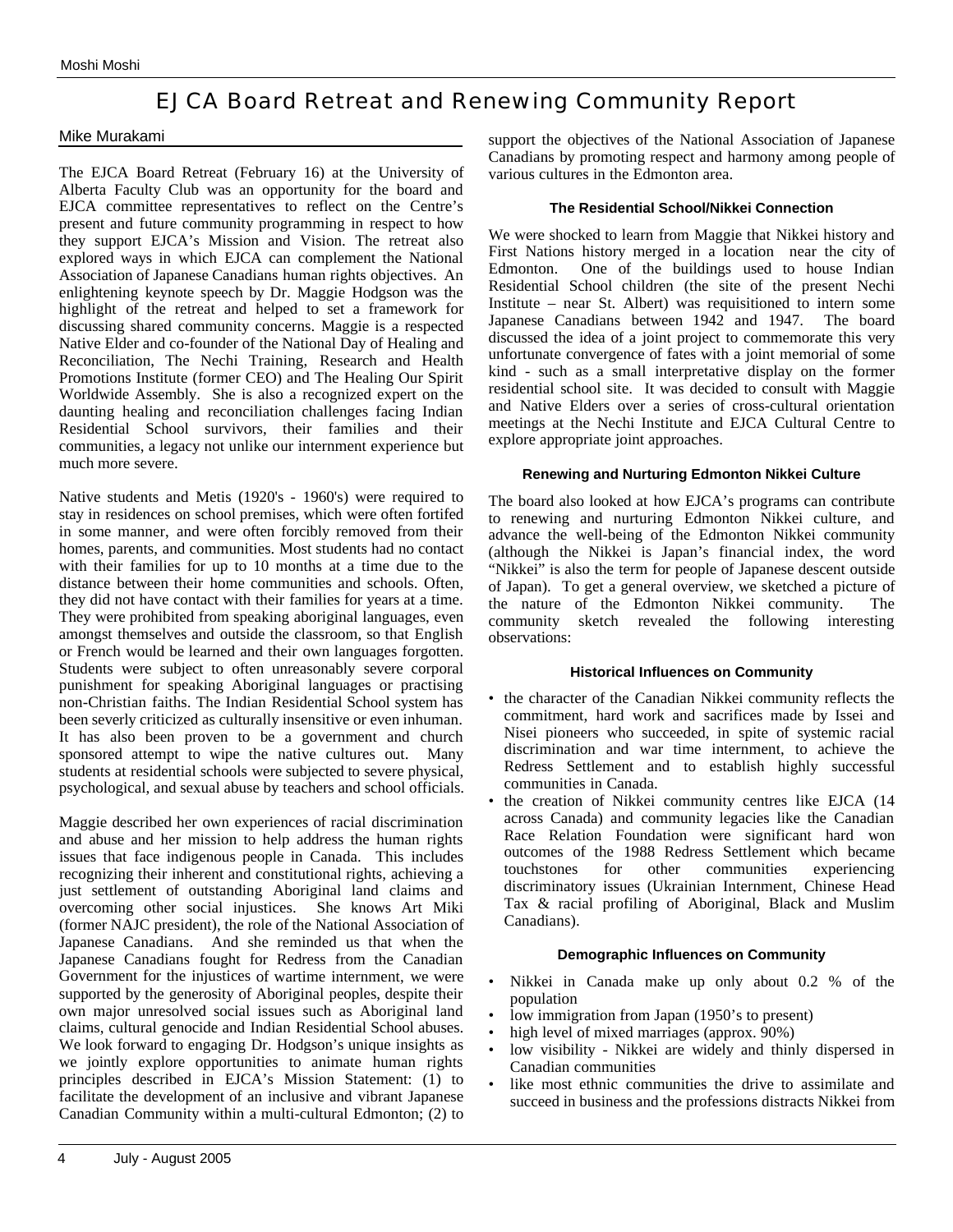# EJCA Board Retreat and Renewing Community Report

Mike Murakami

The EJCA Board Retreat (February 16) at the University of Alberta Faculty Club was an opportunity for the board and EJCA committee representatives to reflect on the Centre's present and future community programming in respect to how they support EJCA's Mission and Vision. The retreat also explored ways in which EJCA can complement the National Association of Japanese Canadians human rights objectives. An enlightening keynote speech by Dr. Maggie Hodgson was the highlight of the retreat and helped to set a framework for discussing shared community concerns. Maggie is a respected Native Elder and co-founder of the National Day of Healing and Reconciliation, The Nechi Training, Research and Health Promotions Institute (former CEO) and The Healing Our Spirit Worldwide Assembly. She is also a recognized expert on the daunting healing and reconciliation challenges facing Indian Residential School survivors, their families and their communities, a legacy not unlike our internment experience but much more severe.

Native students and Metis (1920's - 1960's) were required to stay in residences on school premises, which were often fortified in some manner, and were often forcibly removed from their homes, parents, and communities. Most students had no contact with their families for up to 10 months at a time due to the distance between their home communities and schools. Often, they did not have contact with their families for years at a time. They were prohibited from speaking aboriginal languages, even amongst themselves and outside the classroom, so that English or French would be learned and their own languages forgotten. Students were subject to often unreasonably severe corporal punishment for speaking Aboriginal languages or practising non-Christian faiths. The Indian Residential School system has been severly criticized as culturally insensitive or even inhuman. It has also been proven to be a government and church sponsored attempt to wipe the native cultures out. Many students at residential schools were subjected to severe physical, psychological, and sexual abuse by teachers and school officials.

Maggie described her own experiences of racial discrimination and abuse and her mission to help address the human rights issues that face indigenous people in Canada. This includes recognizing their inherent and constitutional rights, achieving a just settlement of outstanding Aboriginal land claims and overcoming other social injustices. She knows Art Miki (former NAJC president), the role of the National Association of Japanese Canadians. And she reminded us that when the Japanese Canadians fought for Redress from the Canadian Government for the injustices of wartime internment, we were supported by the generosity of Aboriginal peoples, despite their own major unresolved social issues such as Aboriginal land claims, cultural genocide and Indian Residential School abuses. We look forward to engaging Dr. Hodgson's unique insights as we jointly explore opportunities to animate human rights principles described in EJCA's Mission Statement: (1) to facilitate the development of an inclusive and vibrant Japanese Canadian Community within a multi-cultural Edmonton; (2) to support the objectives of the National Association of Japanese Canadians by promoting respect and harmony among people of various cultures in the Edmonton area.

### The Residential School/Nikkei Connection

We were shocked to learn from Maggie that Nikkei history and First Nations history merged in a location near the city of Edmonton. One of the buildings used to house Indian Residential School children (the site of the present Nechi Institute – near St. Albert) was requisitioned to intern some Japanese Canadians between 1942 and 1947. The board discussed the idea of a joint project to commemorate this very unfortunate convergence of fates with a joint memorial of some kind - such as a small interpretative display on the former residential school site. It was decided to consult with Maggie and Native Elders over a series of cross-cultural orientation meetings at the Nechi Institute and EJCA Cultural Centre to explore appropriate joint approaches.

### Renewing and Nurturing Edmonton Nikkei Culture

The board also looked at how EJCA's programs can contribute to renewing and nurturing Edmonton Nikkei culture, and advance the well-being of the Edmonton Nikkei community (although the Nikkei is Japan's financial index, the word "Nikkei" is also the term for people of Japanese descent outside of Japan). To get a general overview, we sketched a picture of the nature of the Edmonton Nikkei community. The community sketch revealed the following interesting observations:

### Historical Influences on Community

- the character of the Canadian Nikkei community reflects the commitment, hard work and sacrifices made by Issei and Nisei pioneers who succeeded, in spite of systemic racial discrimination and war time internment, to achieve the Redress Settlement and to establish highly successful communities in Canada.
- the creation of Nikkei community centres like EJCA (14 across Canada) and community legacies like the Canadian Race Relation Foundation were significant hard won outcomes of the 1988 Redress Settlement which became touchstones for other communities experiencing discriminatory issues (Ukrainian Internment, Chinese Head Tax & racial profiling of Aboriginal, Black and Muslim Canadians).

### Demographic Influences on Community

- Nikkei in Canada make up only about 0.2 % of the population
- low immigration from Japan (1950's to present)
- high level of mixed marriages (approx. 90%)
- low visibility - Nikkei are widely and thinly dispersed in Canadian communities
- like most ethnic communities the drive to assimilate and succeed in business and the professions distracts Nikkei from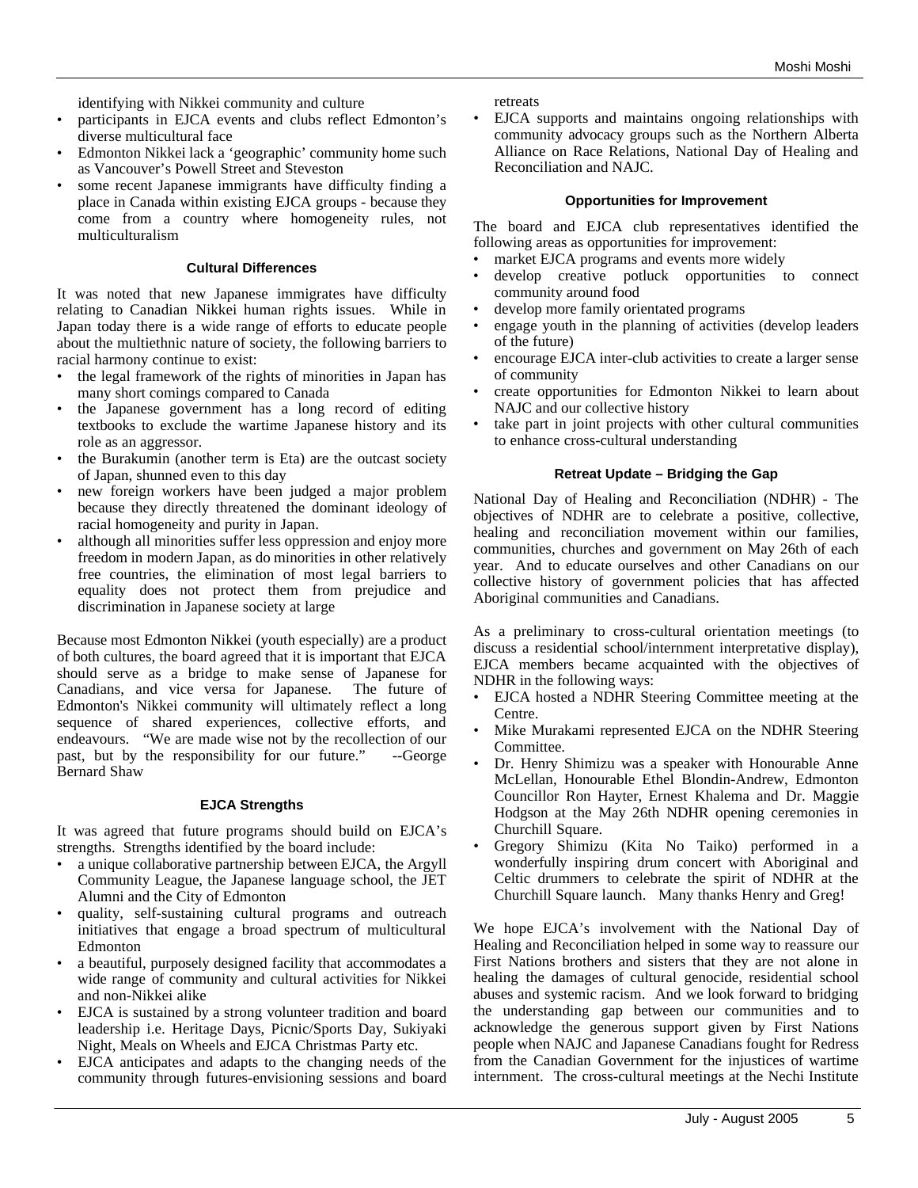identifying with Nikkei community and culture

- participants in EJCA events and clubs reflect Edmonton's diverse multicultural face
- Edmonton Nikkei lack a 'geographic' community home such as Vancouver's Powell Street and Steveston
- some recent Japanese immigrants have difficulty finding a place in Canada within existing EJCA groups - because they come from a country where homogeneity rules, not multiculturalism

#### Cultural Differences

It was noted that new Japanese immigrates have difficulty relating to Canadian Nikkei human rights issues. While in Japan today there is a wide range of efforts to educate people about the multiethnic nature of society, the following barriers to racial harmony continue to exist:

- the legal framework of the rights of minorities in Japan has many short comings compared to Canada
- the Japanese government has a long record of editing textbooks to exclude the wartime Japanese history and its role as an aggressor.
- the Burakumin (another term is Eta) are the outcast society of Japan, shunned even to this day
- new foreign workers have been judged a major problem because they directly threatened the dominant ideology of racial homogeneity and purity in Japan.
- although all minorities suffer less oppression and enjoy more freedom in modern Japan, as do minorities in other relatively free countries, the elimination of most legal barriers to equality does not protect them from prejudice and discrimination in Japanese society at large

Because most Edmonton Nikkei (youth especially) are a product of both cultures, the board agreed that it is important that EJCA should serve as a bridge to make sense of Japanese for Canadians, and vice versa for Japanese. The future of Edmonton's Nikkei community will ultimately reflect a long sequence of shared experiences, collective efforts, and endeavours. "We are made wise not by the recollection of our past, but by the responsibility for our future." --George Bernard Shaw

#### EJCA Strengths

It was agreed that future programs should build on EJCA's strengths. Strengths identified by the board include:

- a unique collaborative partnership between EJCA, the Argyll Community League, the Japanese language school, the JET Alumni and the City of Edmonton
- quality, self-sustaining cultural programs and outreach initiatives that engage a broad spectrum of multicultural Edmonton
- a beautiful, purposely designed facility that accommodates a wide range of community and cultural activities for Nikkei and non-Nikkei alike
- EJCA is sustained by a strong volunteer tradition and board leadership i.e. Heritage Days, Picnic/Sports Day, Sukiyaki Night, Meals on Wheels and EJCA Christmas Party etc.
- EJCA anticipates and adapts to the changing needs of the community through futures-envisioning sessions and board retreats
- EJCA supports and maintains ongoing relationships with community advocacy groups such as the Northern Alberta Alliance on Race Relations, National Day of Healing and Reconciliation and NAJC.

#### Opportunities for Improvement

The board and EJCA club representatives identified the following areas as opportunities for improvement:

- market EJCA programs and events more widely
- develop creative potluck opportunities to connect community around food
- develop more family orientated programs
- engage youth in the planning of activities (develop leaders of the future)
- encourage EJCA inter-club activities to create a larger sense of community
- create opportunities for Edmonton Nikkei to learn about NAJC and our collective history
- take part in joint projects with other cultural communities to enhance cross-cultural understanding

#### Retreat Update – Bridging the Gap

National Day of Healing and Reconciliation (NDHR) - The objectives of NDHR are to celebrate a positive, collective, healing and reconciliation movement within our families, communities, churches and government on May 26th of each year. And to educate ourselves and other Canadians on our collective history of government policies that has affected Aboriginal communities and Canadians.

As a preliminary to cross-cultural orientation meetings (to discuss a residential school/internment interpretative display), EJCA members became acquainted with the objectives of NDHR in the following ways:

- EJCA hosted a NDHR Steering Committee meeting at the Centre.
- Mike Murakami represented EJCA on the NDHR Steering Committee.
- Dr. Henry Shimizu was a speaker with Honourable Anne McLellan, Honourable Ethel Blondin-Andrew, Edmonton Councillor Ron Hayter, Ernest Khalema and Dr. Maggie Hodgson at the May 26th NDHR opening ceremonies in Churchill Square.
- Gregory Shimizu (Kita No Taiko) performed in a wonderfully inspiring drum concert with Aboriginal and Celtic drummers to celebrate the spirit of NDHR at the Churchill Square launch. Many thanks Henry and Greg!

We hope EJCA's involvement with the National Day of Healing and Reconciliation helped in some way to reassure our First Nations brothers and sisters that they are not alone in healing the damages of cultural genocide, residential school abuses and systemic racism. And we look forward to bridging the understanding gap between our communities and to acknowledge the generous support given by First Nations people when NAJC and Japanese Canadians fought for Redress from the Canadian Government for the injustices of wartime internment. The cross-cultural meetings at the Nechi Institute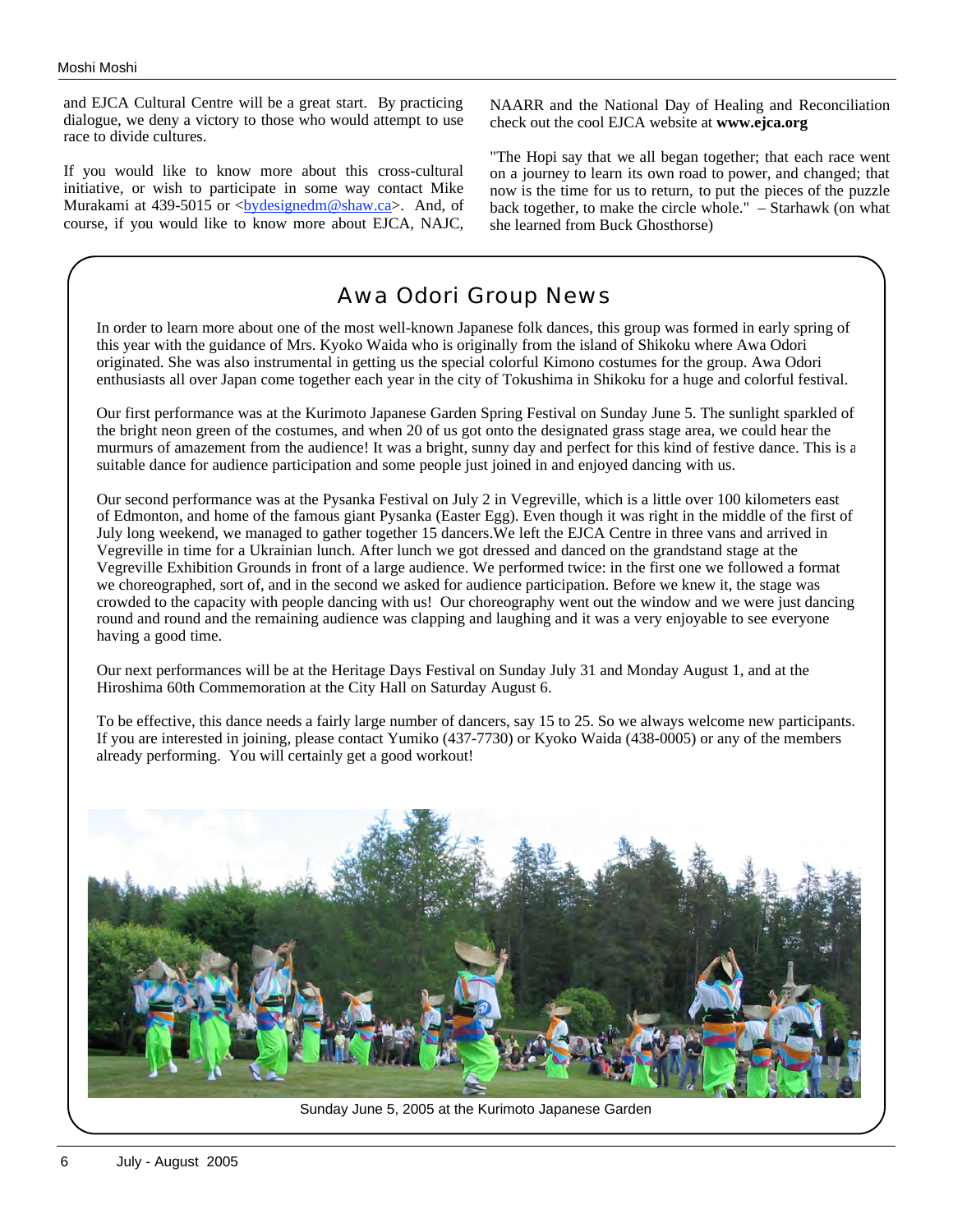and EJCA Cultural Centre will be a great start. By practicing dialogue, we deny a victory to those who would attempt to use race to divide cultures.

If you would like to know more about this cross-cultural initiative, or wish to participate in some way contact Mike Murakami at 439-5015 or <bydesignedm@shaw.ca>. And, of course, if you would like to know more about EJCA, NAJC, NAARR and the National Day of Healing and Reconciliation check out the cool EJCA website at **www.ejca.org**

"The Hopi say that we all began together; that each race went on a journey to learn its own road to power, and changed; that now is the time for us to return, to put the pieces of the puzzle back together, to make the circle whole." – Starhawk (on what she learned from Buck Ghosthorse)

## Awa Odori Group News

In order to learn more about one of the most well-known Japanese folk dances, this group was formed in early spring of this year with the guidance of Mrs. Kyoko Waida who is originally from the island of Shikoku where Awa Odori originated. She was also instrumental in getting us the special colorful Kimono costumes for the group. Awa Odori enthusiasts all over Japan come together each year in the city of Tokushima in Shikoku for a huge and colorful festival.

Our first performance was at the Kurimoto Japanese Garden Spring Festival on Sunday June 5. The sunlight sparkled of the bright neon green of the costumes, and when 20 of us got onto the designated grass stage area, we could hear the murmurs of amazement from the audience! It was a bright, sunny day and perfect for this kind of festive dance. This is a suitable dance for audience participation and some people just joined in and enjoyed dancing with us.

Our second performance was at the Pysanka Festival on July 2 in Vegreville, which is a little over 100 kilometers east of Edmonton, and home of the famous giant Pysanka (Easter Egg). Even though it was right in the middle of the first of July long weekend, we managed to gather together 15 dancers.We left the EJCA Centre in three vans and arrived in Vegreville in time for a Ukrainian lunch. After lunch we got dressed and danced on the grandstand stage at the Vegreville Exhibition Grounds in front of a large audience. We performed twice: in the first one we followed a format we choreographed, sort of, and in the second we asked for audience participation. Before we knew it, the stage was crowded to the capacity with people dancing with us! Our choreography went out the window and we were just dancing round and round and the remaining audience was clapping and laughing and it was a very enjoyable to see everyone having a good time.

Our next performances will be at the Heritage Days Festival on Sunday July 31 and Monday August 1, and at the Hiroshima 60th Commemoration at the City Hall on Saturday August 6.

To be effective, this dance needs a fairly large number of dancers, say 15 to 25. So we always welcome new participants. If you are interested in joining, please contact Yumiko (437-7730) or Kyoko Waida (438-0005) or any of the members already performing. You will certainly get a good workout!

Sunday June 5, 2005 at the Kurimoto Japanese Garden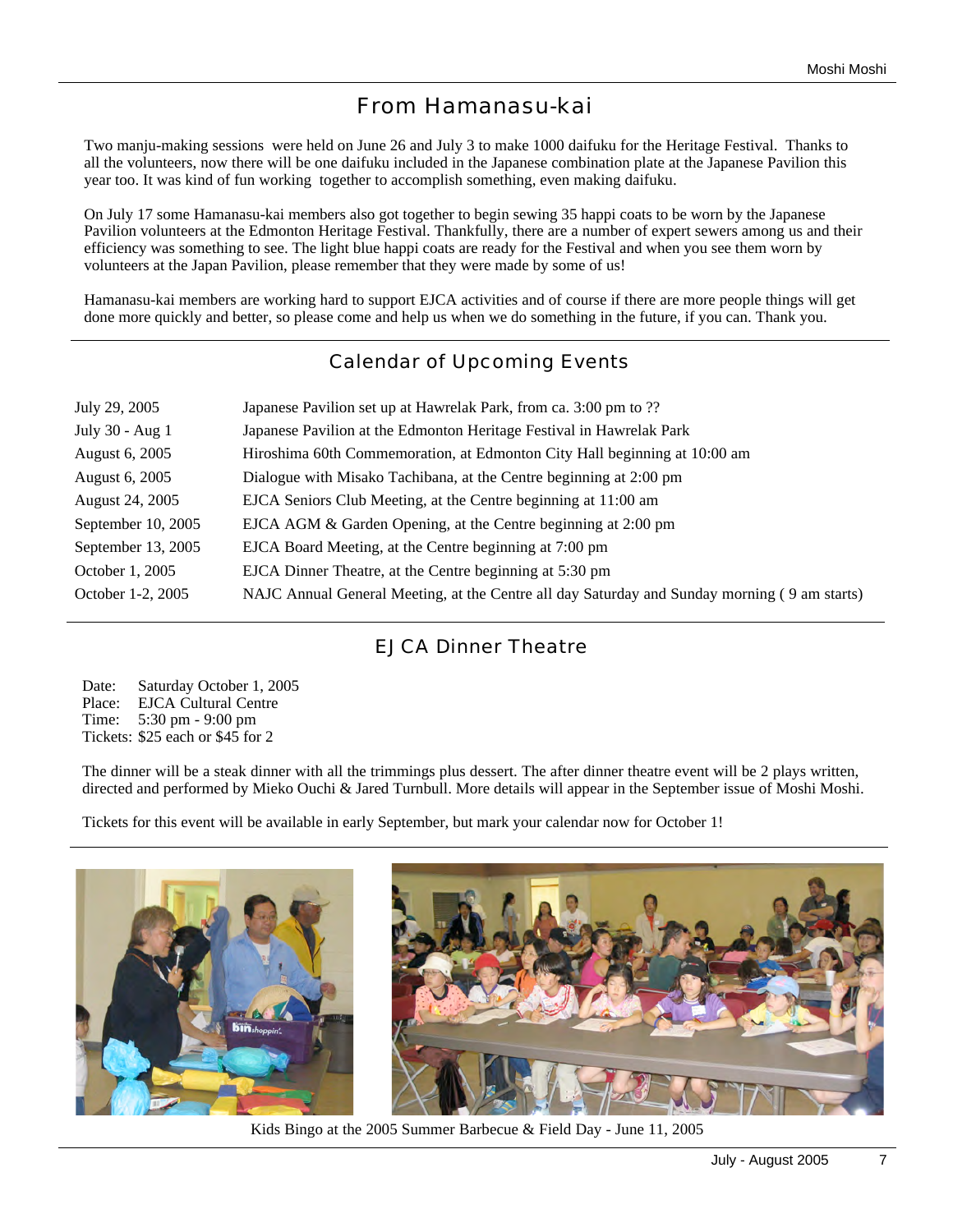## From Hamanasu-kai

Two manju-making sessions were held on June 26 and July 3 to make 1000 daifuku for the Heritage Festival. Thanks to all the volunteers, now there will be one daifuku included in the Japanese combination plate at the Japanese Pavilion this year too. It was kind of fun working together to accomplish something, even making daifuku.

On July 17 some Hamanasu-kai members also got together to begin sewing 35 happi coats to be worn by the Japanese Pavilion volunteers at the Edmonton Heritage Festival. Thankfully, there are a number of expert sewers among us and their efficiency was something to see. The light blue happi coats are ready for the Festival and when you see them worn by volunteers at the Japan Pavilion, please remember that they were made by some of us!

Hamanasu-kai members are working hard to support EJCA activities and of course if there are more people things will get done more quickly and better, so please come and help us when we do something in the future, if you can. Thank you.

## Calendar of Upcoming Events

| | |
|---|---|
| July 29, 2005 | Japanese Pavilion set up at Hawrelak Park, from ca. 3:00 pm to ?? |
| July 30 - Aug 1 | Japanese Pavilion at the Edmonton Heritage Festival in Hawrelak Park |
| August 6, 2005 | Hiroshima 60th Commemoration, at Edmonton City Hall beginning at 10:00 am |
| August 6, 2005 | Dialogue with Misako Tachibana, at the Centre beginning at 2:00 pm |
| August 24, 2005 | EJCA Seniors Club Meeting, at the Centre beginning at 11:00 am |
| September 10, 2005 | EJCA AGM & Garden Opening, at the Centre beginning at 2:00 pm |
| September 13, 2005 | EJCA Board Meeting, at the Centre beginning at 7:00 pm |
| October 1, 2005 | EJCA Dinner Theatre, at the Centre beginning at 5:30 pm |
| October 1-2, 2005 | NAJC Annual General Meeting, at the Centre all day Saturday and Sunday morning ( 9 am starts) |

## EJCA Dinner Theatre

Date: Saturday October 1, 2005
Place: EJCA Cultural Centre
Time: 5:30 pm - 9:00 pm
Tickets: $25 each or $45 for 2

The dinner will be a steak dinner with all the trimmings plus dessert. The after dinner theatre event will be 2 plays written, directed and performed by Mieko Ouchi & Jared Turnbull. More details will appear in the September issue of Moshi Moshi.

Tickets for this event will be available in early September, but mark your calendar now for October 1!

Kids Bingo at the 2005 Summer Barbecue & Field Day - June 11, 2005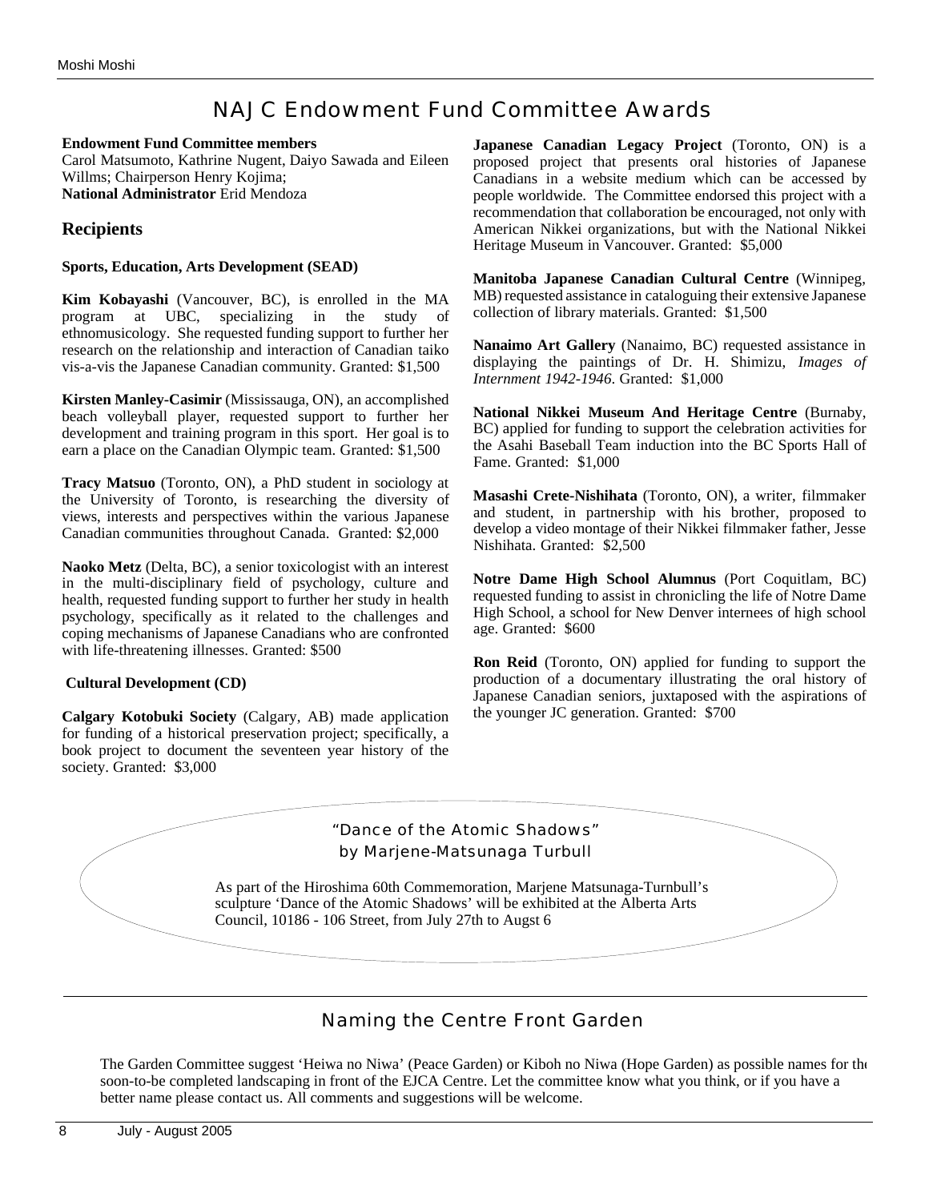# NAJC Endowment Fund Committee Awards

**Endowment Fund Committee members**
Carol Matsumoto, Kathrine Nugent, Daiyo Sawada and Eileen Willms; Chairperson Henry Kojima;
**National Administrator** Erid Mendoza

## Recipients

**Sports, Education, Arts Development (SEAD)**

**Kim Kobayashi** (Vancouver, BC), is enrolled in the MA program at UBC, specializing in the study of ethnomusicology. She requested funding support to further her research on the relationship and interaction of Canadian taiko vis-a-vis the Japanese Canadian community. Granted: $1,500

**Kirsten Manley-Casimir** (Mississauga, ON), an accomplished beach volleyball player, requested support to further her development and training program in this sport. Her goal is to earn a place on the Canadian Olympic team. Granted: $1,500

**Tracy Matsuo** (Toronto, ON), a PhD student in sociology at the University of Toronto, is researching the diversity of views, interests and perspectives within the various Japanese Canadian communities throughout Canada. Granted: $2,000

**Naoko Metz** (Delta, BC), a senior toxicologist with an interest in the multi-disciplinary field of psychology, culture and health, requested funding support to further her study in health psychology, specifically as it related to the challenges and coping mechanisms of Japanese Canadians who are confronted with life-threatening illnesses. Granted: $500

**Cultural Development (CD)**

**Calgary Kotobuki Society** (Calgary, AB) made application for funding of a historical preservation project; specifically, a book project to document the seventeen year history of the society. Granted: $3,000

**Japanese Canadian Legacy Project** (Toronto, ON) is a proposed project that presents oral histories of Japanese Canadians in a website medium which can be accessed by people worldwide. The Committee endorsed this project with a recommendation that collaboration be encouraged, not only with American Nikkei organizations, but with the National Nikkei Heritage Museum in Vancouver. Granted: $5,000

**Manitoba Japanese Canadian Cultural Centre** (Winnipeg, MB) requested assistance in cataloguing their extensive Japanese collection of library materials. Granted: $1,500

**Nanaimo Art Gallery** (Nanaimo, BC) requested assistance in displaying the paintings of Dr. H. Shimizu, *Images of Internment 1942-1946*. Granted: $1,000

**National Nikkei Museum And Heritage Centre** (Burnaby, BC) applied for funding to support the celebration activities for the Asahi Baseball Team induction into the BC Sports Hall of Fame. Granted: $1,000

**Masashi Crete-Nishihata** (Toronto, ON), a writer, filmmaker and student, in partnership with his brother, proposed to develop a video montage of their Nikkei filmmaker father, Jesse Nishihata. Granted: $2,500

**Notre Dame High School Alumnus** (Port Coquitlam, BC) requested funding to assist in chronicling the life of Notre Dame High School, a school for New Denver internees of high school age. Granted: $600

**Ron Reid** (Toronto, ON) applied for funding to support the production of a documentary illustrating the oral history of Japanese Canadian seniors, juxtaposed with the aspirations of the younger JC generation. Granted: $700

### "Dance of the Atomic Shadows" by Marjene-Matsunaga Turbull

As part of the Hiroshima 60th Commemoration, Marjene Matsunaga-Turnbull's sculpture 'Dance of the Atomic Shadows' will be exhibited at the Alberta Arts Council, 10186 - 106 Street, from July 27th to Augst 6

# Naming the Centre Front Garden

The Garden Committee suggest 'Heiwa no Niwa' (Peace Garden) or Kiboh no Niwa (Hope Garden) as possible names for the soon-to-be completed landscaping in front of the EJCA Centre. Let the committee know what you think, or if you have a better name please contact us. All comments and suggestions will be welcome.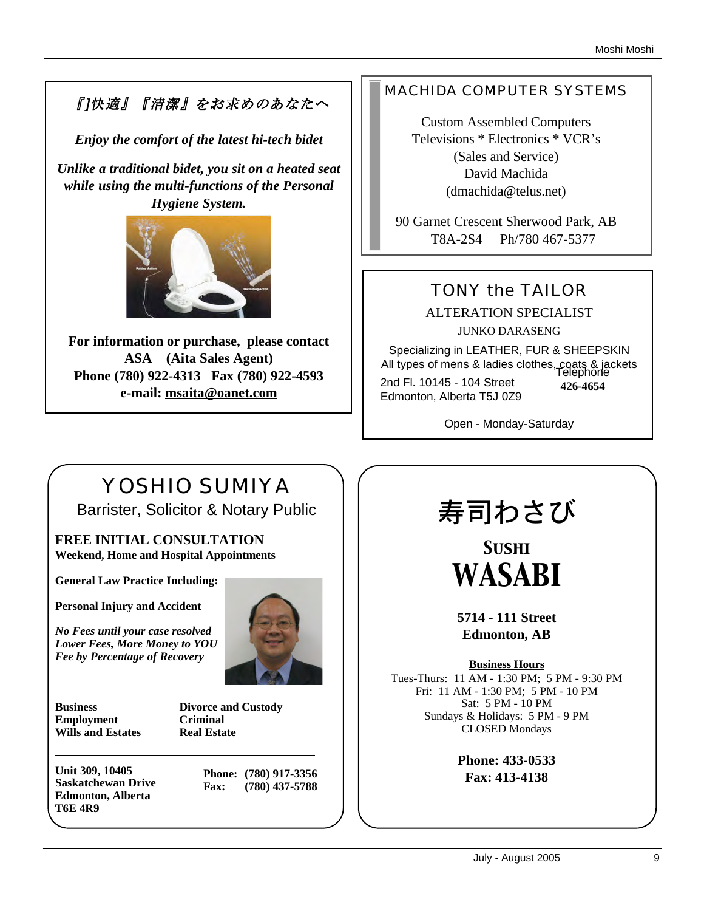*『]快適』『清潔』をお求めのあなたへ*

***Enjoy the comfort of the latest hi-tech bidet***

***Unlike a traditional bidet, you sit on a heated seat while using the multi-functions of the Personal Hygiene System.***

**For information or purchase, please contact**
**ASA (Aita Sales Agent)**
**Phone (780) 922-4313 Fax (780) 922-4593**
**e-mail: msaita@oanet.com**

---

## MACHIDA COMPUTER SYSTEMS

Custom Assembled Computers
Televisions * Electronics * VCR's
(Sales and Service)
David Machida
(dmachida@telus.net)

90 Garnet Crescent Sherwood Park, AB
T8A-2S4 Ph/780 467-5377

---

## TONY the TAILOR

ALTERATION SPECIALIST
JUNKO DARASENG

Specializing in LEATHER, FUR & SHEEPSKIN
All types of mens & ladies clothes, coats & jackets

2nd Fl. 10145 - 104 Street
Edmonton, Alberta T5J 0Z9

Telephone
**426-4654**

Open - Monday-Saturday

---

## YOSHIO SUMIYA

Barrister, Solicitor & Notary Public

**FREE INITIAL CONSULTATION**
**Weekend, Home and Hospital Appointments**

**General Law Practice Including:**

**Personal Injury and Accident**

***No Fees until your case resolved***
***Lower Fees, More Money to YOU***
***Fee by Percentage of Recovery***

**Business**
**Employment**
**Wills and Estates**
**Divorce and Custody**
**Criminal**
**Real Estate**

**Unit 309, 10405**
**Saskatchewan Drive**
**Edmonton, Alberta**
**T6E 4R9**

**Phone: (780) 917-3356**
**Fax: (780) 437-5788**

---

## 寿司わさび

## SUSHI WASABI

**5714 - 111 Street**
**Edmonton, AB**

**Business Hours**

Tues-Thurs: 11 AM - 1:30 PM; 5 PM - 9:30 PM
Fri: 11 AM - 1:30 PM; 5 PM - 10 PM
Sat: 5 PM - 10 PM
Sundays & Holidays: 5 PM - 9 PM
CLOSED Mondays

**Phone: 433-0533**
**Fax: 413-4138**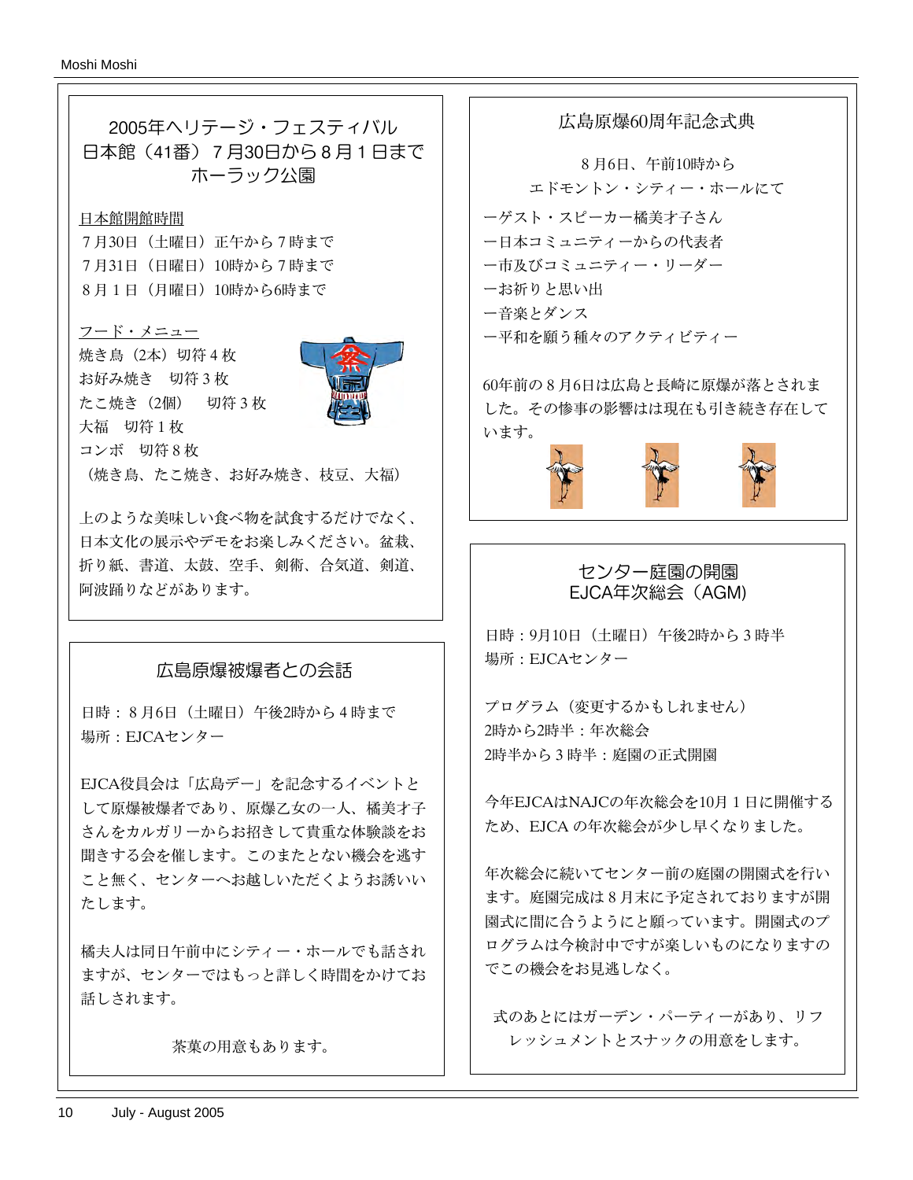## 2005年ヘリテージ・フェスティバル 日本館（41番）７月30日から８月１日まで ホーラック公園

日本館開館時間

７月30日（土曜日）正午から７時まで
７月31日（日曜日）10時から７時まで
８月１日（月曜日）10時から6時まで

フード・メニュー

焼き鳥（2本）切符４枚
お好み焼き　切符３枚
たこ焼き（2個）　切符３枚
大福　切符１枚
コンボ　切符８枚
（焼き鳥、たこ焼き、お好み焼き、枝豆、大福）

上のような美味しい食べ物を試食するだけでなく、日本文化の展示やデモをお楽しみください。盆栽、折り紙、書道、太鼓、空手、剣術、合気道、剣道、阿波踊りなどがあります。

## 広島原爆被爆者との会話

日時：８月6日（土曜日）午後2時から４時まで
場所：EJCAセンター

EJCA役員会は「広島デー」を記念するイベントとして原爆被爆者であり、原爆乙女の一人、橘美才子さんをカルガリーからお招きして貴重な体験談をお聞きする会を催します。このまたとない機会を逃すこと無く、センターへお越しいただくようお誘いいたします。

橘夫人は同日午前中にシティー・ホールでも話されますが、センターではもっと詳しく時間をかけてお話しされます。

茶菓の用意もあります。

## 広島原爆60周年記念式典

８月6日、午前10時から
エドモントン・シティー・ホールにて

ーゲスト・スピーカー橘美才子さん
ー日本コミュニティーからの代表者
ー市及びコミュニティー・リーダー
ーお祈りと思い出
ー音楽とダンス
ー平和を願う種々のアクティビティー

60年前の８月6日は広島と長崎に原爆が落とされました。その惨事の影響はは現在も引き続き存在しています。

## センター庭園の開園 EJCA年次総会（AGM）

日時：9月10日（土曜日）午後2時から３時半
場所：EJCAセンター

プログラム（変更するかもしれません）
2時から2時半：年次総会
2時半から３時半：庭園の正式開園

今年EJCAはNAJCの年次総会を10月１日に開催するため、EJCA の年次総会が少し早くなりました。

年次総会に続いてセンター前の庭園の開園式を行います。庭園完成は８月末に予定されておりますが開園式に間に合うようにと願っています。開園式のプログラムは今検討中ですが楽しいものになりますのでこの機会をお見逃しなく。

式のあとにはガーデン・パーティーがあり、リフレッシュメントとスナックの用意をします。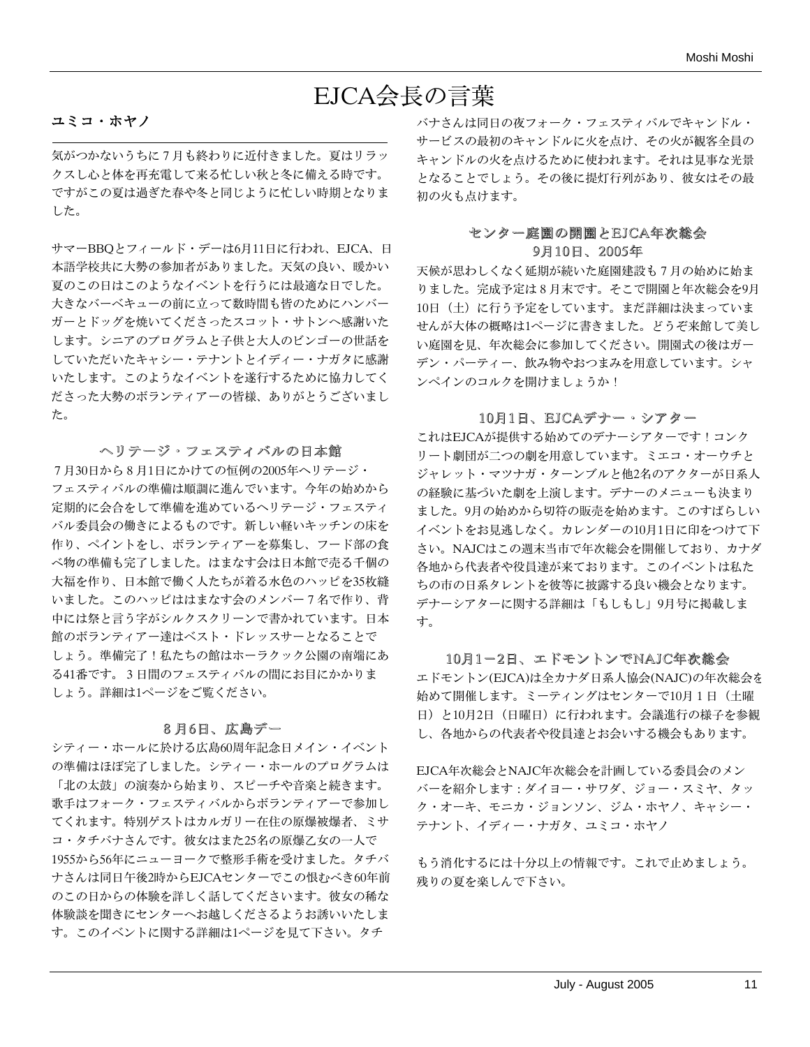# EJCA会長の言葉

**ユミコ・ホヤノ**

気がつかないうちに７月も終わりに近付きました。夏はリラックスし心と体を再充電して来る忙しい秋と冬に備える時です。ですがこの夏は過ぎた春や冬と同じように忙しい時期となりました。

サマーBBQとフィールド・デーは6月11日に行われ、EJCA、日本語学校共に大勢の参加者がありました。天気の良い、暖かい夏のこの日はこのようなイベントを行うには最適な日でした。大きなバーベキューの前に立って数時間も皆のためにハンバーガーとドッグを焼いてくださったスコット・サトンへ感謝いたします。シニアのプログラムと子供と大人のビンゴーの世話をしていただいたキャシー・テナントとイディー・ナガタに感謝いたします。このようなイベントを遂行するために協力してくださった大勢のボランティアーの皆様、ありがとうございました。

### ヘリテージ・フェスティバルの日本館

７月30日から８月1日にかけての恒例の2005年ヘリテージ・フェスティバルの準備は順調に進んでいます。今年の始めから定期的に会合をして準備を進めているヘリテージ・フェスティバル委員会の働きによるものです。新しい軽いキッチンの床を作り、ペイントをし、ボランティアーを募集し、フード部の食べ物の準備も完了しました。はまなす会は日本館で売る千個の大福を作り、日本館で働く人たちが着る水色のハッピを35枚縫いました。このハッピははまなす会のメンバー７名で作り、背中には祭と言う字がシルクスクリーンで書かれています。日本館のボランティアー達はベスト・ドレッスサーとなることでしょう。準備完了！私たちの館はホーラクック公園の南端にある41番です。３日間のフェスティバルの間にお目にかかりましょう。詳細は1ページをご覧ください。

### ８月6日、広島デー

シティー・ホールに於ける広島60周年記念日メイン・イベントの準備はほぼ完了しました。シティー・ホールのプログラムは「北の太鼓」の演奏から始まり、スピーチや音楽と続きます。歌手はフォーク・フェスティバルからボランティアーで参加してくれます。特別ゲストはカルガリー在住の原爆被爆者、ミサコ・タチバナさんです。彼女はまた25名の原爆乙女の一人で1955から56年にニューヨークで整形手術を受けました。タチバナさんは同日午後2時からEJCAセンターでこの恨むべき60年前のこの日からの体験を詳しく話してくださいます。彼女の稀な体験談を聞きにセンターへお越しくださるようお誘いいたします。このイベントに関する詳細は1ページを見て下さい。タチバナさんは同日の夜フォーク・フェスティバルでキャンドル・サービスの最初のキャンドルに火を点け、その火が観客全員のキャンドルの火を点けるために使われます。それは見事な光景となることでしょう。その後に提灯行列があり、彼女はその最初の火も点けます。

### センター庭園の開園とEJCA年次総会 9月10日、2005年

天候が思わしくなく延期が続いた庭園建設も７月の始めに始まりました。完成予定は８月末です。そこで開園と年次総会を9月10日（土）に行う予定をしています。まだ詳細は決まっていませんが大体の概略は1ページに書きました。どうぞ来館して美しい庭園を見、年次総会に参加してください。開園式の後はガーデン・パーティー、飲み物やおつまみを用意しています。シャンペインのコルクを開けましょうか！

### 10月1日、EJCAデナー・シアター

これはEJCAが提供する始めてのデナーシアターです！コンクリート劇団が二つの劇を用意しています。ミエコ・オーウチとジャレット・マツナガ・ターンブルと他2名のアクターが日系人の経験に基づいた劇を上演します。デナーのメニューも決まりました。9月の始めから切符の販売を始めます。このすばらしいイベントをお見逃しなく。カレンダーの10月1日に印をつけて下さい。NAJCはこの週末当市で年次総会を開催しており、カナダ各地から代表者や役員達が来ております。このイベントは私たちの市の日系タレントを彼等に披露する良い機会となります。デナーシアターに関する詳細は「もしもし」9月号に掲載します。

### 10月1－2日、エドモントンでNAJC年次総会

エドモントン(EJCA)は全カナダ日系人協会(NAJC)の年次総会を始めて開催します。ミーティングはセンターで10月１日（土曜日）と10月2日（日曜日）に行われます。会議進行の様子を参観し、各地からの代表者や役員達とお会いする機会もあります。

EJCA年次総会とNAJC年次総会を計画している委員会のメンバーを紹介します：ダイヨー・サワダ、ジョー・スミヤ、タック・オーキ、モニカ・ジョンソン、ジム・ホヤノ、キャシー・テナント、イディー・ナガタ、ユミコ・ホヤノ

もう消化するには十分以上の情報です。これで止めましょう。残りの夏を楽しんで下さい。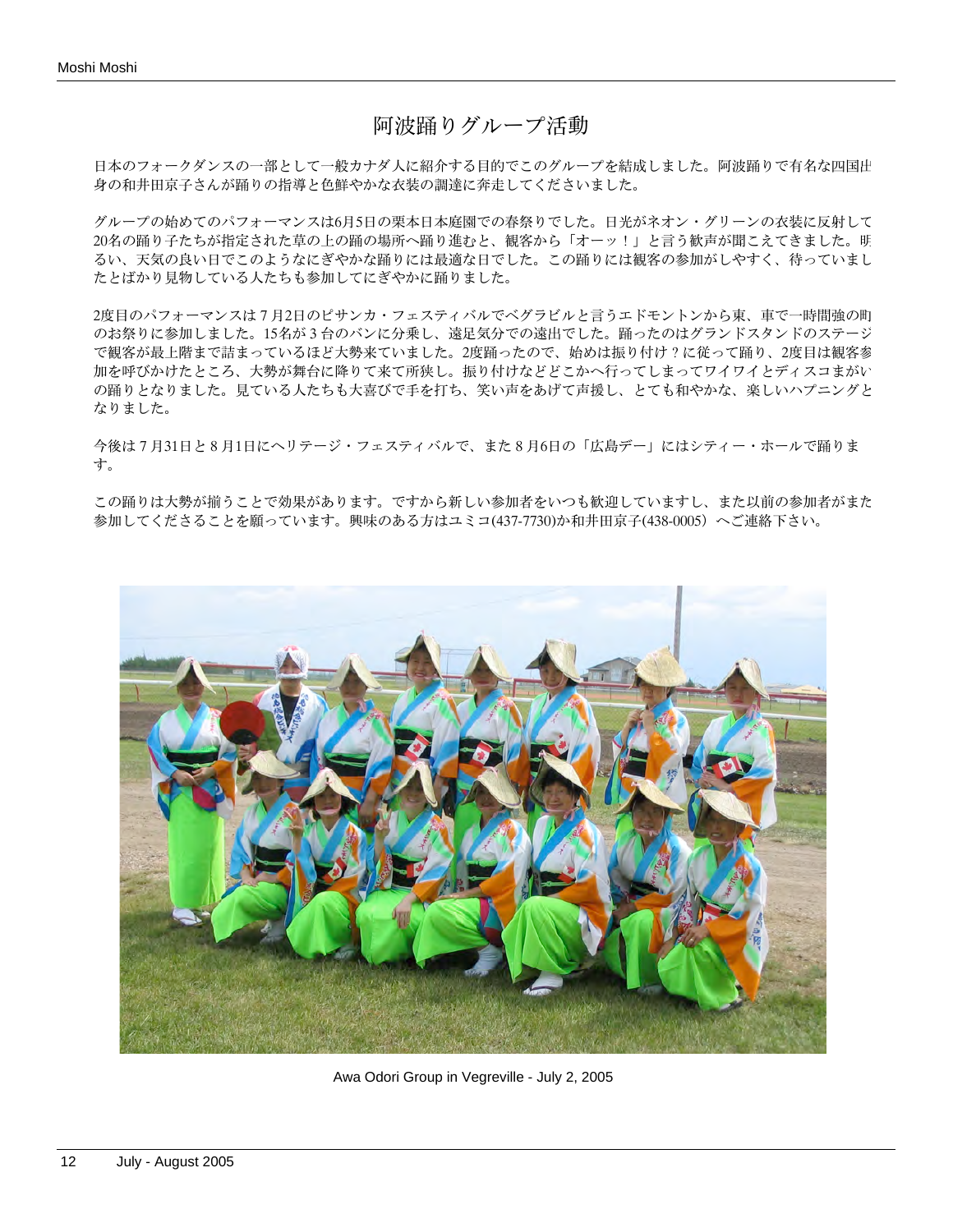# 阿波踊りグループ活動

日本のフォークダンスの一部として一般カナダ人に紹介する目的でこのグループを結成しました。阿波踊りで有名な四国出身の和井田京子さんが踊りの指導と色鮮やかな衣装の調達に奔走してくださいました。

グループの始めてのパフォーマンスは6月5日の栗本日本庭園での春祭りでした。日光がネオン・グリーンの衣装に反射して20名の踊り子たちが指定された草の上の踊の場所へ踊り進むと、観客から「オーッ！」と言う歓声が聞こえてきました。明るい、天気の良い日でこのようなにぎやかな踊りには最適な日でした。この踊りには観客の参加がしやすく、待っていましたとばかり見物している人たちも参加してにぎやかに踊りました。

2度目のパフォーマンスは７月2日のピサンカ・フェスティバルでベグラビルと言うエドモントンから東、車で一時間強の町のお祭りに参加しました。15名が３台のバンに分乗し、遠足気分での遠出でした。踊ったのはグランドスタンドのステージで観客が最上階まで詰まっているほど大勢来ていました。2度踊ったので、始めは振り付け？に従って踊り、2度目は観客参加を呼びかけたところ、大勢が舞台に降りて来て所狭し。振り付けなどどこかへ行ってしまってワイワイとディスコまがいの踊りとなりました。見ている人たちも大喜びで手を打ち、笑い声をあげて声援し、とても和やかな、楽しいハプニングとなりました。

今後は７月31日と８月1日にヘリテージ・フェスティバルで、また８月6日の「広島デー」にはシティー・ホールで踊ります。

この踊りは大勢が揃うことで効果があります。ですから新しい参加者をいつも歓迎していますし、また以前の参加者がまた参加してくださることを願っています。興味のある方はユミコ(437-7730)か和井田京子(438-0005）へご連絡下さい。

Awa Odori Group in Vegreville - July 2, 2005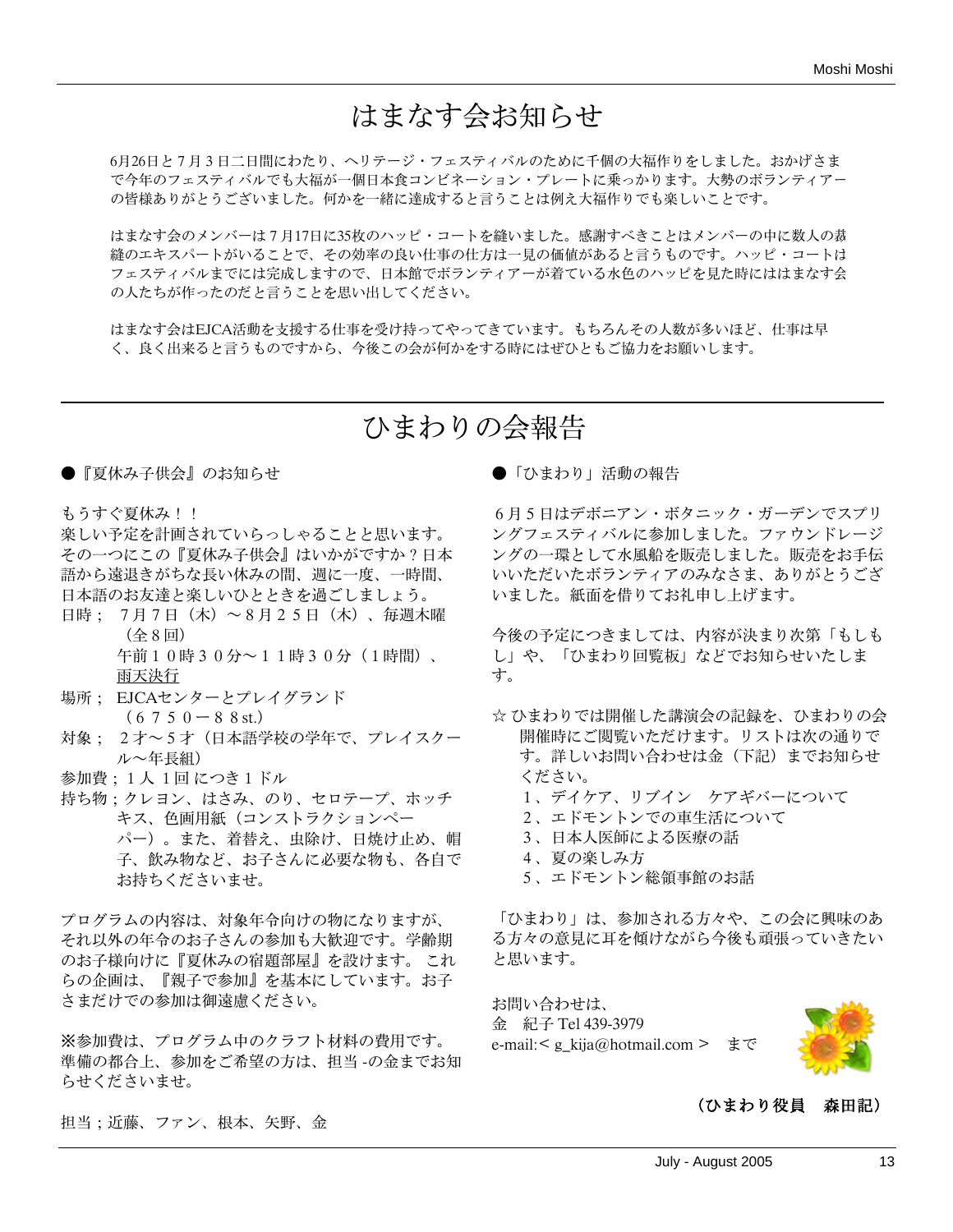# はまなす会お知らせ

6月26日と７月３日二日間にわたり、ヘリテージ・フェスティバルのために千個の大福作りをしました。おかげさまで今年のフェスティバルでも大福が一個日本食コンビネーション・プレートに乗っかります。大勢のボランティアーの皆様ありがとうございました。何かを一緒に達成すると言うことは例え大福作りでも楽しいことです。

はまなす会のメンバーは７月17日に35枚のハッピ・コートを縫いました。感謝すべきことはメンバーの中に数人の裁縫のエキスパートがいることで、その効率の良い仕事の仕方は一見の価値があると言うものです。ハッピ・コートはフェスティバルまでには完成しますので、日本館でボランティアーが着ている水色のハッピを見た時にははまなす会の人たちが作ったのだと言うことを思い出してください。

はまなす会はEJCA活動を支援する仕事を受け持ってやってきています。もちろんその人数が多いほど、仕事は早く、良く出来ると言うものですから、今後この会が何かをする時にはぜひともご協力をお願いします。

# ひまわりの会報告

●『夏休み子供会』のお知らせ

もうすぐ夏休み！！

楽しい予定を計画されていらっしゃることと思います。その一つにこの『夏休み子供会』はいかがですか？日本語から遠退きがちな長い休みの間、週に一度、一時間、日本語のお友達と楽しいひとときを過ごしましょう。

日時；　７月７日（木）～８月２５日（木）、毎週木曜（全８回）
　　　午前１０時３０分～１１時３０分（１時間）、雨天決行

場所；　EJCAセンターとプレイグランド（６７５０－８８st.）

対象；　２才～５才（日本語学校の学年で、プレイスクール～年長組）

参加費；１人１回につき１ドル

持ち物；クレヨン、はさみ、のり、セロテープ、ホッチキス、色画用紙（コンストラクションペーパー）。また、着替え、虫除け、日焼け止め、帽子、飲み物など、お子さんに必要な物も、各自でお持ちくださいませ。

プログラムの内容は、対象年令向けの物になりますが、それ以外の年令のお子さんの参加も大歓迎です。学齢期のお子様向けに『夏休みの宿題部屋』を設けます。 これらの企画は、『親子で参加』を基本にしています。お子さまだけでの参加は御遠慮ください。

※参加費は、プログラム中のクラフト材料の費用です。準備の都合上、参加をご希望の方は、担当 -の金までお知らせくださいませ。

担当；近藤、ファン、根本、矢野、金

●「ひまわり」活動の報告

６月５日はデボニアン・ボタニック・ガーデンでスプリングフェスティバルに参加しました。ファウンドレージングの一環として水風船を販売しました。販売をお手伝いいただいたボランティアのみなさま、ありがとうございました。紙面を借りてお礼申し上げます。

今後の予定につきましては、内容が決まり次第「もしもし」や、「ひまわり回覧板」などでお知らせいたします。

☆ ひまわりでは開催した講演会の記録を、ひまわりの会開催時にご閲覧いただけます。リストは次の通りです。詳しいお問い合わせは金（下記）までお知らせください。

1. デイケア、リブイン　ケアギバーについて
2. エドモントンでの車生活について
3. 日本人医師による医療の話
4. 夏の楽しみ方
5. エドモントン総領事館のお話

「ひまわり」は、参加される方々や、この会に興味のある方々の意見に耳を傾けながら今後も頑張っていきたいと思います。

お問い合わせは、
金　紀子 Tel 439-3979
e-mail:＜g_kija@hotmail.com＞　まで

**（ひまわり役員　森田記）**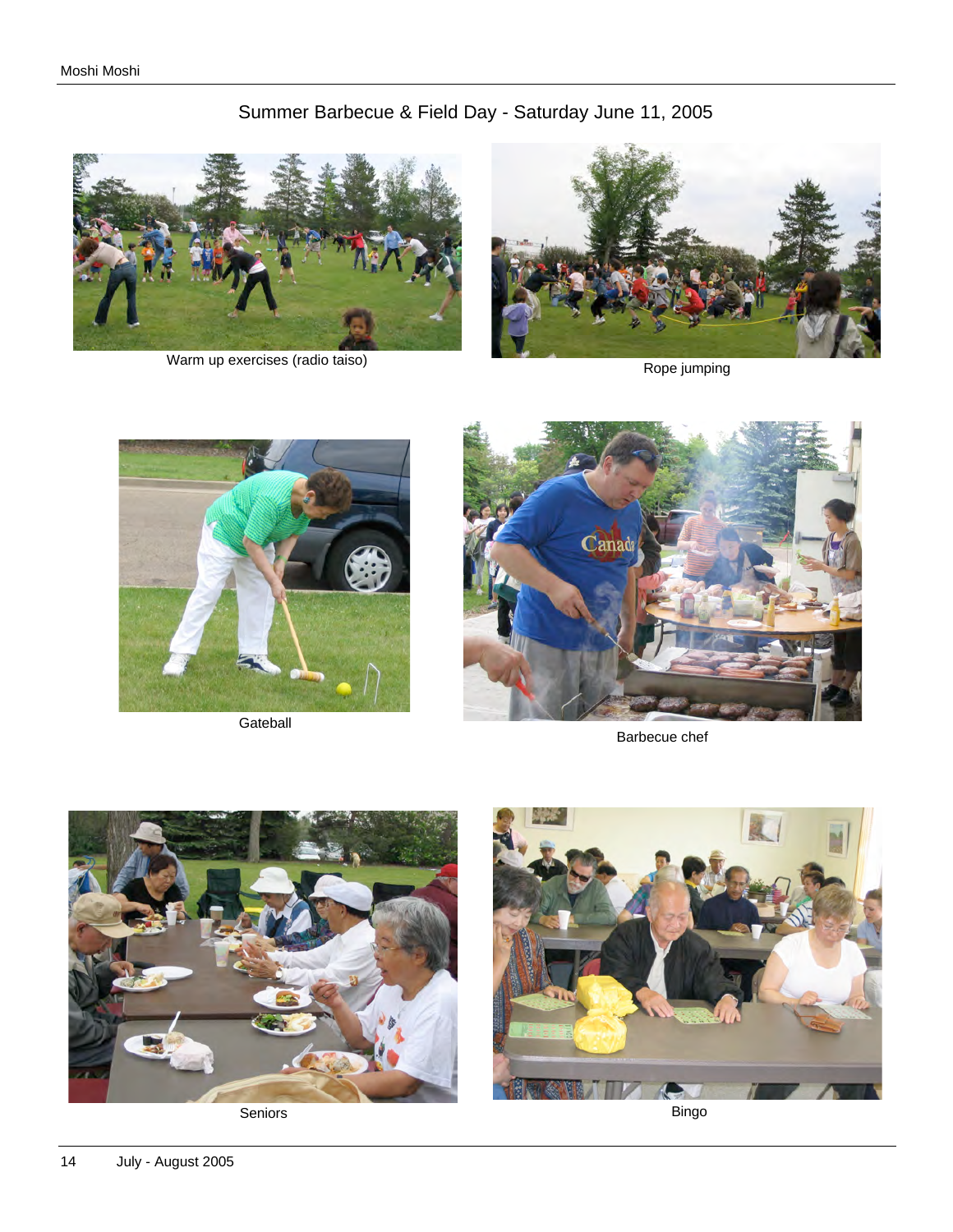## Summer Barbecue & Field Day - Saturday June 11, 2005

Warm up exercises (radio taiso)

Rope jumping

Gateball

Barbecue chef

Seniors

Bingo